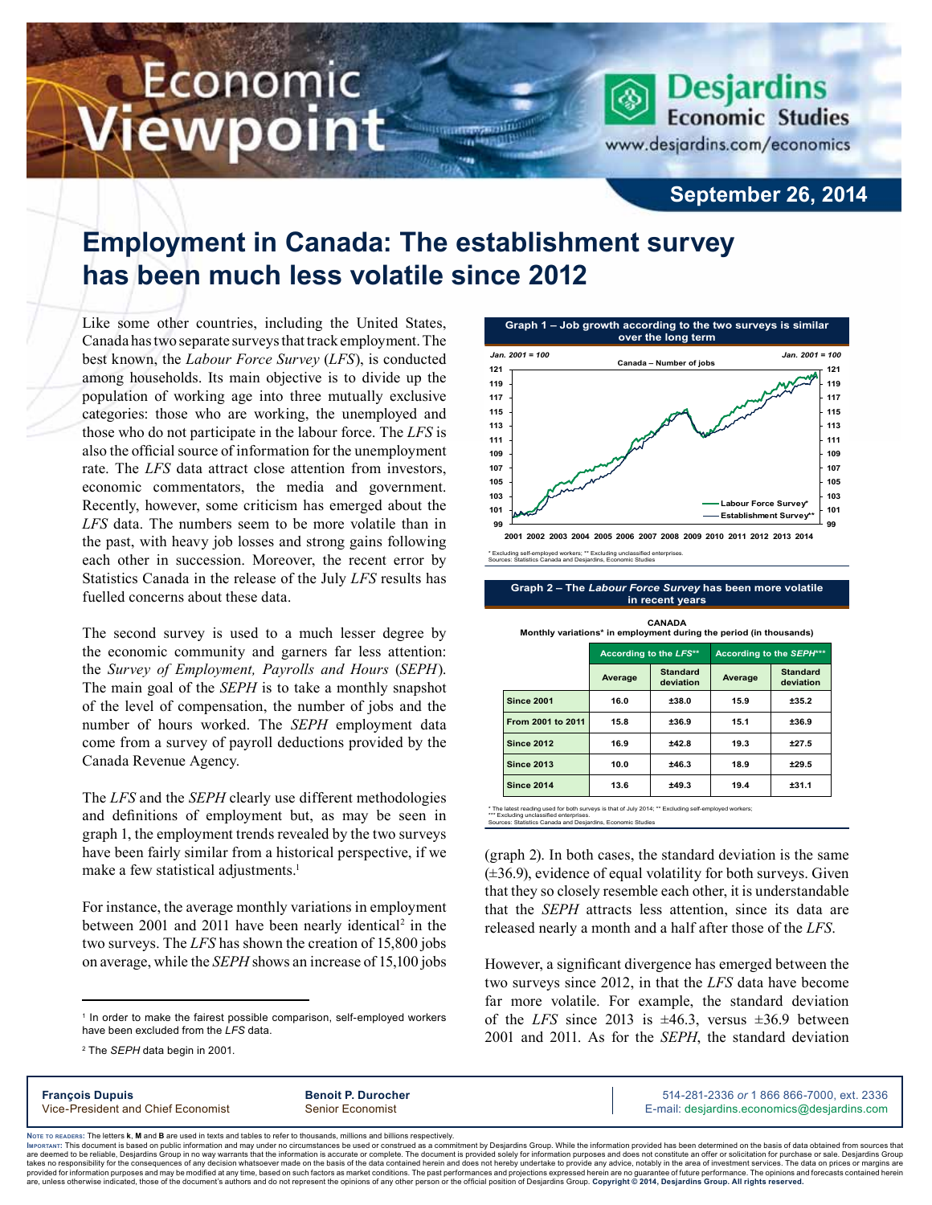Economic Viewpoint

Desjardins Economic Studies
www.desjardins.com/economics

September 26, 2014

# Employment in Canada: The establishment survey has been much less volatile since 2012

Like some other countries, including the United States, Canada has two separate surveys that track employment. The best known, the *Labour Force Survey* (*LFS*), is conducted among households. Its main objective is to divide up the population of working age into three mutually exclusive categories: those who are working, the unemployed and those who do not participate in the labour force. The *LFS* is also the official source of information for the unemployment rate. The *LFS* data attract close attention from investors, economic commentators, the media and government. Recently, however, some criticism has emerged about the *LFS* data. The numbers seem to be more volatile than in the past, with heavy job losses and strong gains following each other in succession. Moreover, the recent error by Statistics Canada in the release of the July *LFS* results has fuelled concerns about these data.

The second survey is used to a much lesser degree by the economic community and garners far less attention: the *Survey of Employment, Payrolls and Hours* (*SEPH*). The main goal of the *SEPH* is to take a monthly snapshot of the level of compensation, the number of jobs and the number of hours worked. The *SEPH* employment data come from a survey of payroll deductions provided by the Canada Revenue Agency.

The *LFS* and the *SEPH* clearly use different methodologies and definitions of employment but, as may be seen in graph 1, the employment trends revealed by the two surveys have been fairly similar from a historical perspective, if we make a few statistical adjustments.[1]

For instance, the average monthly variations in employment between 2001 and 2011 have been nearly identical[2] in the two surveys. The *LFS* has shown the creation of 15,800 jobs on average, while the *SEPH* shows an increase of 15,100 jobs (graph 2). In both cases, the standard deviation is the same (±36.9), evidence of equal volatility for both surveys. Given that they so closely resemble each other, it is understandable that the *SEPH* attracts less attention, since its data are released nearly a month and a half after those of the *LFS*.

However, a significant divergence has emerged between the two surveys since 2012, in that the *LFS* data have become far more volatile. For example, the standard deviation of the *LFS* since 2013 is ±46.3, versus ±36.9 between 2001 and 2011. As for the *SEPH*, the standard deviation

**Graph 1 – Job growth according to the two surveys is similar over the long term**

Canada – Number of jobs (Jan. 2001 = 100)

Labour Force Survey*; Establishment Survey**

\* Excluding self-employed workers; \*\* Excluding unclassified enterprises.
Sources: Statistics Canada and Desjardins, Economic Studies

**Graph 2 – The *Labour Force Survey* has been more volatile in recent years**

CANADA
Monthly variations* in employment during the period (in thousands)

| | According to the *LFS*** | | According to the *SEPH**** | |
|---|---|---|---|---|
| | Average | Standard deviation | Average | Standard deviation |
| Since 2001 | 16.0 | ±38.0 | 15.9 | ±35.2 |
| From 2001 to 2011 | 15.8 | ±36.9 | 15.1 | ±36.9 |
| Since 2012 | 16.9 | ±42.8 | 19.3 | ±27.5 |
| Since 2013 | 10.0 | ±46.3 | 18.9 | ±29.5 |
| Since 2014 | 13.6 | ±49.3 | 19.4 | ±31.1 |

\* The latest reading used for both surveys is that of July 2014; \*\* Excluding self-employed workers; \*\*\* Excluding unclassified enterprises.
Sources: Statistics Canada and Desjardins, Economic Studies

---

[1] In order to make the fairest possible comparison, self-employed workers have been excluded from the *LFS* data.

[2] The *SEPH* data begin in 2001.

François Dupuis, Vice-President and Chief Economist
Benoit P. Durocher, Senior Economist
514-281-2336 *or* 1 866 866-7000, ext. 2336
E-mail: desjardins.economics@desjardins.com

Note to readers: The letters **k**, **M** and **B** are used in texts and tables to refer to thousands, millions and billions respectively.

Important: This document is based on public information and may under no circumstances be used or construed as a commitment by Desjardins Group. While the information provided has been determined on the basis of data obtained from sources that are deemed to be reliable, Desjardins Group in no way warrants that the information is accurate or complete. The document is provided solely for information purposes and does not constitute an offer or solicitation for purchase or sale. Desjardins Group takes no responsibility for the consequences of any decision whatsoever made on the basis of the data contained herein and does not hereby undertake to provide any advice, notably in the area of investment services. The data on prices or margins are provided for information purposes and may be modified at any time, based on such factors as market conditions. The past performances and projections expressed herein are no guarantee of future performance. The opinions and forecasts contained herein are, unless otherwise indicated, those of the document's authors and do not represent the opinions of any other person or the official position of Desjardins Group. **Copyright © 2014, Desjardins Group. All rights reserved.**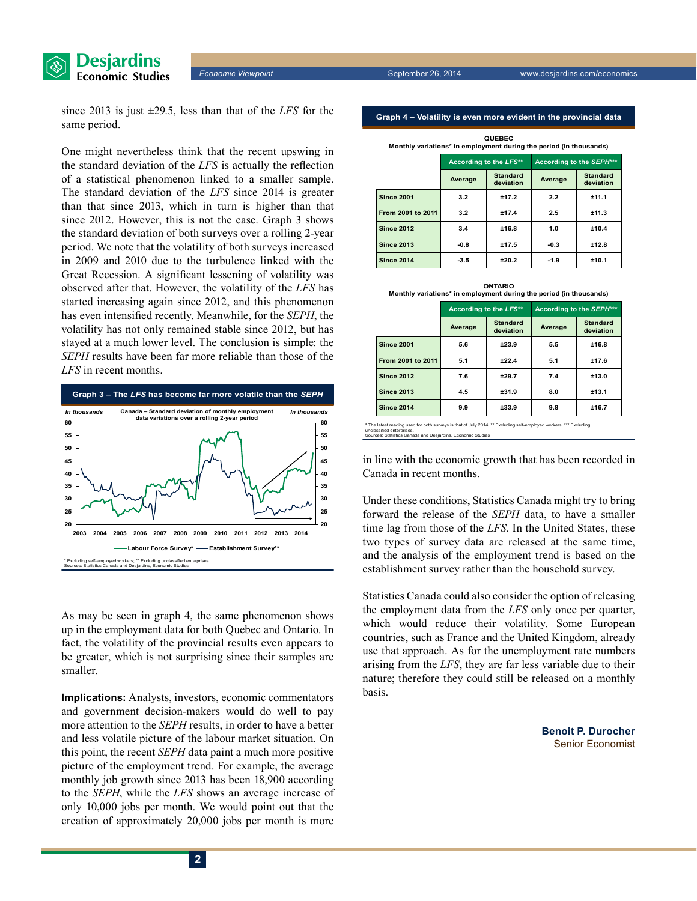since 2013 is just ±29.5, less than that of the *LFS* for the same period.

One might nevertheless think that the recent upswing in the standard deviation of the *LFS* is actually the reflection of a statistical phenomenon linked to a smaller sample. The standard deviation of the *LFS* since 2014 is greater than that since 2013, which in turn is higher than that since 2012. However, this is not the case. Graph 3 shows the standard deviation of both surveys over a rolling 2-year period. We note that the volatility of both surveys increased in 2009 and 2010 due to the turbulence linked with the Great Recession. A significant lessening of volatility was observed after that. However, the volatility of the *LFS* has started increasing again since 2012, and this phenomenon has even intensified recently. Meanwhile, for the *SEPH*, the volatility has not only remained stable since 2012, but has stayed at a much lower level. The conclusion is simple: the *SEPH* results have been far more reliable than those of the *LFS* in recent months.

**Graph 3 – The *LFS* has become far more volatile than the *SEPH***

Canada – Standard deviation of monthly employment data variations over a rolling 2-year period

In thousands

60
55
50
45
40
35
30
25
20

2003 2004 2005 2006 2007 2008 2009 2010 2011 2012 2013 2014

Labour Force Survey* — Establishment Survey**

\* Excluding self-employed workers; \*\* Excluding unclassified enterprises.
Sources: Statistics Canada and Desjardins, Economic Studies

As may be seen in graph 4, the same phenomenon shows up in the employment data for both Quebec and Ontario. In fact, the volatility of the provincial results even appears to be greater, which is not surprising since their samples are smaller.

**Implications:** Analysts, investors, economic commentators and government decision-makers would do well to pay more attention to the *SEPH* results, in order to have a better and less volatile picture of the labour market situation. On this point, the recent *SEPH* data paint a much more positive picture of the employment trend. For example, the average monthly job growth since 2013 has been 18,900 according to the *SEPH*, while the *LFS* shows an average increase of only 10,000 jobs per month. We would point out that the creation of approximately 20,000 jobs per month is more

**Graph 4 – Volatility is even more evident in the provincial data**

**QUEBEC**
Monthly variations* in employment during the period (in thousands)

| | According to the *LFS*** | | According to the *SEPH**** | |
|---|---|---|---|---|
| | Average | Standard deviation | Average | Standard deviation |
| Since 2001 | 3.2 | ±17.2 | 2.2 | ±11.1 |
| From 2001 to 2011 | 3.2 | ±17.4 | 2.5 | ±11.3 |
| Since 2012 | 3.4 | ±16.8 | 1.0 | ±10.4 |
| Since 2013 | -0.8 | ±17.5 | -0.3 | ±12.8 |
| Since 2014 | -3.5 | ±20.2 | -1.9 | ±10.1 |

**ONTARIO**
Monthly variations* in employment during the period (in thousands)

| | According to the *LFS*** | | According to the *SEPH**** | |
|---|---|---|---|---|
| | Average | Standard deviation | Average | Standard deviation |
| Since 2001 | 5.6 | ±23.9 | 5.5 | ±16.8 |
| From 2001 to 2011 | 5.1 | ±22.4 | 5.1 | ±17.6 |
| Since 2012 | 7.6 | ±29.7 | 7.4 | ±13.0 |
| Since 2013 | 4.5 | ±31.9 | 8.0 | ±13.1 |
| Since 2014 | 9.9 | ±33.9 | 9.8 | ±16.7 |

\* The latest reading used for both surveys is that of July 2014; \*\* Excluding self-employed workers; \*\*\* Excluding unclassified enterprises.
Sources: Statistics Canada and Desjardins, Economic Studies

in line with the economic growth that has been recorded in Canada in recent months.

Under these conditions, Statistics Canada might try to bring forward the release of the *SEPH* data, to have a smaller time lag from those of the *LFS*. In the United States, these two types of survey data are released at the same time, and the analysis of the employment trend is based on the establishment survey rather than the household survey.

Statistics Canada could also consider the option of releasing the employment data from the *LFS* only once per quarter, which would reduce their volatility. Some European countries, such as France and the United Kingdom, already use that approach. As for the unemployment rate numbers arising from the *LFS*, they are far less variable due to their nature; therefore they could still be released on a monthly basis.

**Benoit P. Durocher**
Senior Economist